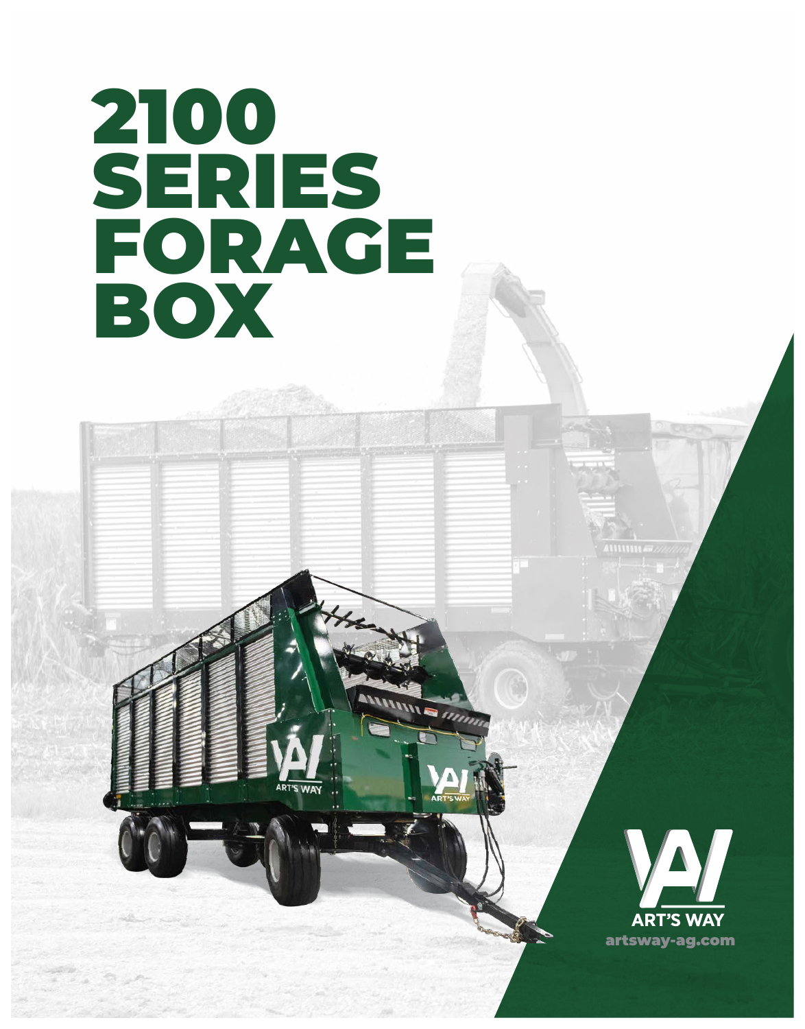# 2100 SERIES FORAGE BOX

ART'S WAY

artsway-ag.com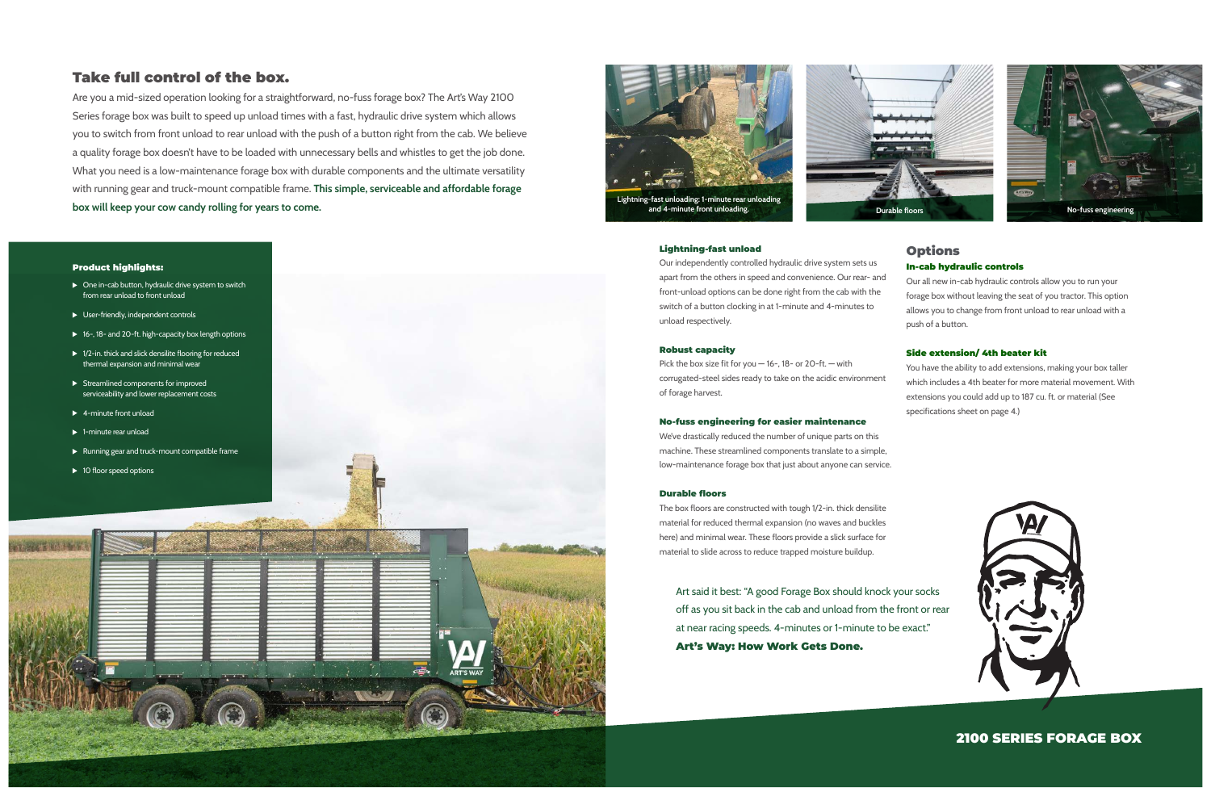## Take full control of the box.

Are you a mid-sized operation looking for a straightforward, no-fuss forage box? The Art's Way 2100 Series forage box was built to speed up unload times with a fast, hydraulic drive system which allows you to switch from front unload to rear unload with the push of a button right from the cab. We believe a quality forage box doesn't have to be loaded with unnecessary bells and whistles to get the job done. What you need is a low-maintenance forage box with durable components and the ultimate versatility with running gear and truck-mount compatible frame. **This simple, serviceable and affordable forage box will keep your cow candy rolling for years to come.**

Lightning-fast unloading: 1-minute rear unloading and 4-minute front unloading.

Durable floors

No-fuss engineering

### Product highlights:

- One in-cab button, hydraulic drive system to switch from rear unload to front unload
- User-friendly, independent controls
- 16-, 18- and 20-ft. high-capacity box length options
- 1/2-in. thick and slick densilite flooring for reduced thermal expansion and minimal wear
- Streamlined components for improved serviceability and lower replacement costs
- 4-minute front unload
- 1-minute rear unload
- Running gear and truck-mount compatible frame
- 10 floor speed options

### Lightning-fast unload

Our independently controlled hydraulic drive system sets us apart from the others in speed and convenience. Our rear- and front-unload options can be done right from the cab with the switch of a button clocking in at 1-minute and 4-minutes to unload respectively.

### Robust capacity

Pick the box size fit for you — 16-, 18- or 20-ft. — with corrugated-steel sides ready to take on the acidic environment of forage harvest.

### No-fuss engineering for easier maintenance

We've drastically reduced the number of unique parts on this machine. These streamlined components translate to a simple, low-maintenance forage box that just about anyone can service.

### Durable floors

The box floors are constructed with tough 1/2-in. thick densilite material for reduced thermal expansion (no waves and buckles here) and minimal wear. These floors provide a slick surface for material to slide across to reduce trapped moisture buildup.

## Options

### In-cab hydraulic controls

Our all new in-cab hydraulic controls allow you to run your forage box without leaving the seat of you tractor. This option allows you to change from front unload to rear unload with a push of a button.

### Side extension/ 4th beater kit

You have the ability to add extensions, making your box taller which includes a 4th beater for more material movement. With extensions you could add up to 187 cu. ft. or material (See specifications sheet on page 4.)

Art said it best: "A good Forage Box should knock your socks off as you sit back in the cab and unload from the front or rear at near racing speeds. 4-minutes or 1-minute to be exact."

**Art's Way: How Work Gets Done.**

**2100 SERIES FORAGE BOX**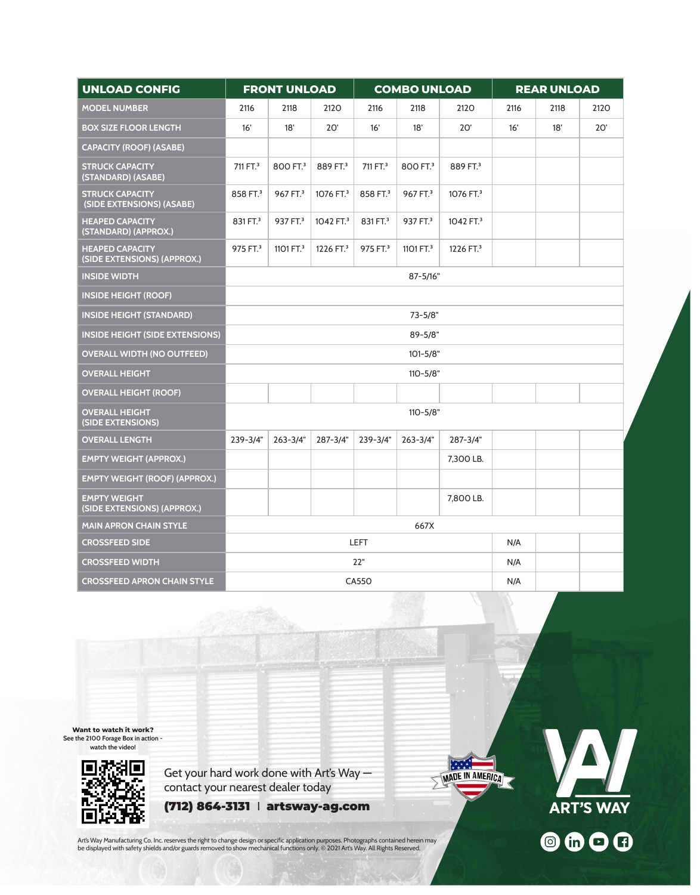| UNLOAD CONFIG | FRONT UNLOAD | | | COMBO UNLOAD | | | REAR UNLOAD | | |
|---|---|---|---|---|---|---|---|---|---|
| MODEL NUMBER | 2116 | 2118 | 2120 | 2116 | 2118 | 2120 | 2116 | 2118 | 2120 |
| BOX SIZE FLOOR LENGTH | 16' | 18' | 20' | 16' | 18' | 20' | 16' | 18' | 20' |
| CAPACITY (ROOF) (ASABE) | | | | | | | | | |
| STRUCK CAPACITY (STANDARD) (ASABE) | 711 FT.³ | 800 FT.³ | 889 FT.³ | 711 FT.³ | 800 FT.³ | 889 FT.³ | | | |
| STRUCK CAPACITY (SIDE EXTENSIONS) (ASABE) | 858 FT.³ | 967 FT.³ | 1076 FT.³ | 858 FT.³ | 967 FT.³ | 1076 FT.³ | | | |
| HEAPED CAPACITY (STANDARD) (APPROX.) | 831 FT.³ | 937 FT.³ | 1042 FT.³ | 831 FT.³ | 937 FT.³ | 1042 FT.³ | | | |
| HEAPED CAPACITY (SIDE EXTENSIONS) (APPROX.) | 975 FT.³ | 1101 FT.³ | 1226 FT.³ | 975 FT.³ | 1101 FT.³ | 1226 FT.³ | | | |
| INSIDE WIDTH | 87-5/16" | | | | | | | | |
| INSIDE HEIGHT (ROOF) | | | | | | | | | |
| INSIDE HEIGHT (STANDARD) | 73-5/8" | | | | | | | | |
| INSIDE HEIGHT (SIDE EXTENSIONS) | 89-5/8" | | | | | | | | |
| OVERALL WIDTH (NO OUTFEED) | 101-5/8" | | | | | | | | |
| OVERALL HEIGHT | 110-5/8" | | | | | | | | |
| OVERALL HEIGHT (ROOF) | | | | | | | | | |
| OVERALL HEIGHT (SIDE EXTENSIONS) | 110-5/8" | | | | | | | | |
| OVERALL LENGTH | 239-3/4" | 263-3/4" | 287-3/4" | 239-3/4" | 263-3/4" | 287-3/4" | | | |
| EMPTY WEIGHT (APPROX.) | | | | | | 7,300 LB. | | | |
| EMPTY WEIGHT (ROOF) (APPROX.) | | | | | | | | | |
| EMPTY WEIGHT (SIDE EXTENSIONS) (APPROX.) | | | | | | 7,800 LB. | | | |
| MAIN APRON CHAIN STYLE | 667X | | | | | | | | |
| CROSSFEED SIDE | LEFT | | | | | | N/A | | |
| CROSSFEED WIDTH | 22" | | | | | | N/A | | |
| CROSSFEED APRON CHAIN STYLE | CA550 | | | | | | N/A | | |

**Want to watch it work?**
See the 2100 Forage Box in action - watch the video!

Get your hard work done with Art's Way — contact your nearest dealer today

**(712) 864-3131 | artsway-ag.com**

MADE IN AMERICA

ART'S WAY

Art's Way Manufacturing Co. Inc. reserves the right to change design or specific application purposes. Photographs contained herein may be displayed with safety shields and/or guards removed to show mechanical functions only. © 2021 Art's Way. All Rights Reserved.